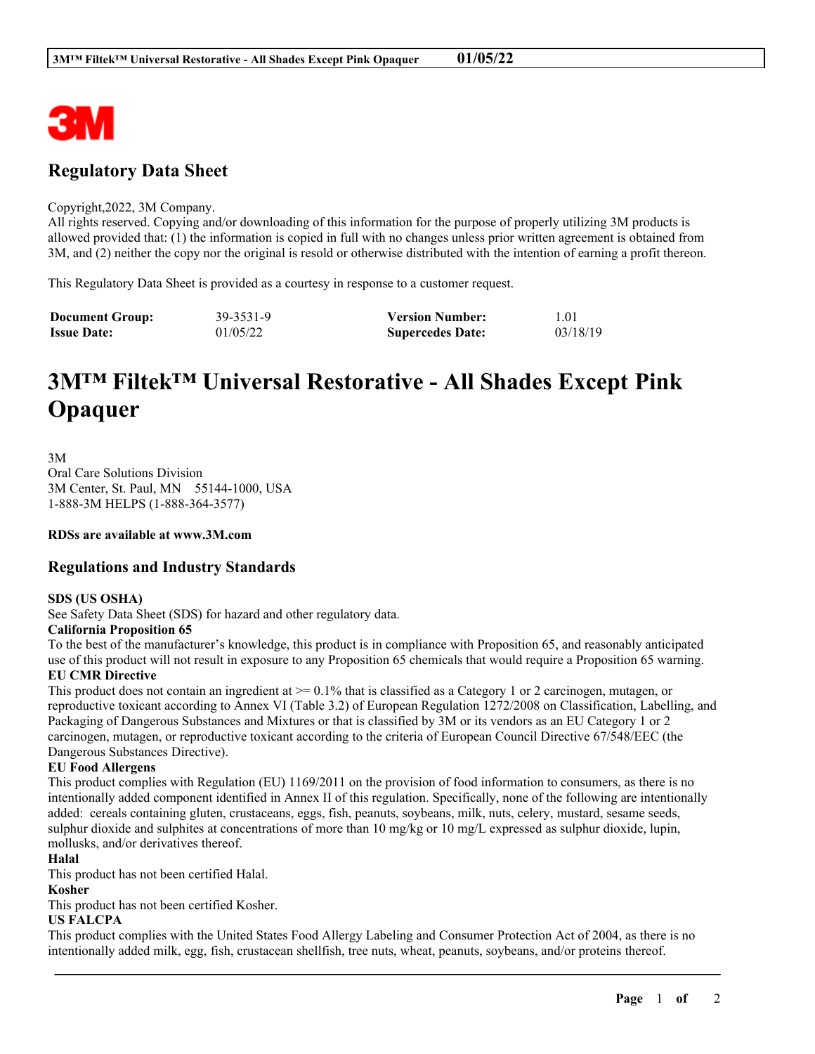# Regulatory Data Sheet

Copyright,2022, 3M Company.
All rights reserved. Copying and/or downloading of this information for the purpose of properly utilizing 3M products is allowed provided that: (1) the information is copied in full with no changes unless prior written agreement is obtained from 3M, and (2) neither the copy nor the original is resold or otherwise distributed with the intention of earning a profit thereon.

This Regulatory Data Sheet is provided as a courtesy in response to a customer request.

| **Document Group:** | 39-3531-9 | **Version Number:** | 1.01 |
|---|---|---|---|
| **Issue Date:** | 01/05/22 | **Supercedes Date:** | 03/18/19 |

# 3M™ Filtek™ Universal Restorative - All Shades Except Pink Opaquer

3M
Oral Care Solutions Division
3M Center, St. Paul, MN 55144-1000, USA
1-888-3M HELPS (1-888-364-3577)

**RDSs are available at www.3M.com**

## Regulations and Industry Standards

**SDS (US OSHA)**
See Safety Data Sheet (SDS) for hazard and other regulatory data.

**California Proposition 65**
To the best of the manufacturer's knowledge, this product is in compliance with Proposition 65, and reasonably anticipated use of this product will not result in exposure to any Proposition 65 chemicals that would require a Proposition 65 warning.

**EU CMR Directive**
This product does not contain an ingredient at >= 0.1% that is classified as a Category 1 or 2 carcinogen, mutagen, or reproductive toxicant according to Annex VI (Table 3.2) of European Regulation 1272/2008 on Classification, Labelling, and Packaging of Dangerous Substances and Mixtures or that is classified by 3M or its vendors as an EU Category 1 or 2 carcinogen, mutagen, or reproductive toxicant according to the criteria of European Council Directive 67/548/EEC (the Dangerous Substances Directive).

**EU Food Allergens**
This product complies with Regulation (EU) 1169/2011 on the provision of food information to consumers, as there is no intentionally added component identified in Annex II of this regulation. Specifically, none of the following are intentionally added: cereals containing gluten, crustaceans, eggs, fish, peanuts, soybeans, milk, nuts, celery, mustard, sesame seeds, sulphur dioxide and sulphites at concentrations of more than 10 mg/kg or 10 mg/L expressed as sulphur dioxide, lupin, mollusks, and/or derivatives thereof.

**Halal**
This product has not been certified Halal.

**Kosher**
This product has not been certified Kosher.

**US FALCPA**
This product complies with the United States Food Allergy Labeling and Consumer Protection Act of 2004, as there is no intentionally added milk, egg, fish, crustacean shellfish, tree nuts, wheat, peanuts, soybeans, and/or proteins thereof.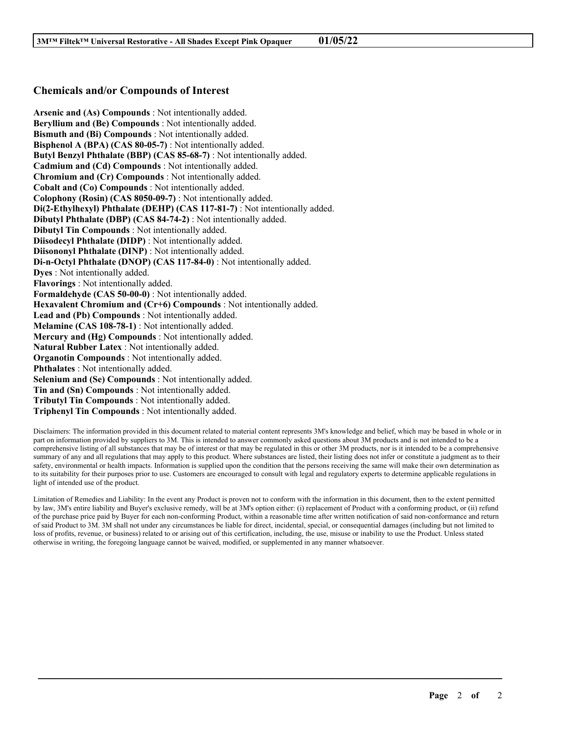## Chemicals and/or Compounds of Interest

**Arsenic and (As) Compounds** : Not intentionally added.
**Beryllium and (Be) Compounds** : Not intentionally added.
**Bismuth and (Bi) Compounds** : Not intentionally added.
**Bisphenol A (BPA) (CAS 80-05-7)** : Not intentionally added.
**Butyl Benzyl Phthalate (BBP) (CAS 85-68-7)** : Not intentionally added.
**Cadmium and (Cd) Compounds** : Not intentionally added.
**Chromium and (Cr) Compounds** : Not intentionally added.
**Cobalt and (Co) Compounds** : Not intentionally added.
**Colophony (Rosin) (CAS 8050-09-7)** : Not intentionally added.
**Di(2-Ethylhexyl) Phthalate (DEHP) (CAS 117-81-7)** : Not intentionally added.
**Dibutyl Phthalate (DBP) (CAS 84-74-2)** : Not intentionally added.
**Dibutyl Tin Compounds** : Not intentionally added.
**Diisodecyl Phthalate (DIDP)** : Not intentionally added.
**Diisononyl Phthalate (DINP)** : Not intentionally added.
**Di-n-Octyl Phthalate (DNOP) (CAS 117-84-0)** : Not intentionally added.
**Dyes** : Not intentionally added.
**Flavorings** : Not intentionally added.
**Formaldehyde (CAS 50-00-0)** : Not intentionally added.
**Hexavalent Chromium and (Cr+6) Compounds** : Not intentionally added.
**Lead and (Pb) Compounds** : Not intentionally added.
**Melamine (CAS 108-78-1)** : Not intentionally added.
**Mercury and (Hg) Compounds** : Not intentionally added.
**Natural Rubber Latex** : Not intentionally added.
**Organotin Compounds** : Not intentionally added.
**Phthalates** : Not intentionally added.
**Selenium and (Se) Compounds** : Not intentionally added.
**Tin and (Sn) Compounds** : Not intentionally added.
**Tributyl Tin Compounds** : Not intentionally added.
**Triphenyl Tin Compounds** : Not intentionally added.

Disclaimers: The information provided in this document related to material content represents 3M's knowledge and belief, which may be based in whole or in part on information provided by suppliers to 3M. This is intended to answer commonly asked questions about 3M products and is not intended to be a comprehensive listing of all substances that may be of interest or that may be regulated in this or other 3M products, nor is it intended to be a comprehensive summary of any and all regulations that may apply to this product. Where substances are listed, their listing does not infer or constitute a judgment as to their safety, environmental or health impacts. Information is supplied upon the condition that the persons receiving the same will make their own determination as to its suitability for their purposes prior to use. Customers are encouraged to consult with legal and regulatory experts to determine applicable regulations in light of intended use of the product.

Limitation of Remedies and Liability: In the event any Product is proven not to conform with the information in this document, then to the extent permitted by law, 3M's entire liability and Buyer's exclusive remedy, will be at 3M's option either: (i) replacement of Product with a conforming product, or (ii) refund of the purchase price paid by Buyer for each non-conforming Product, within a reasonable time after written notification of said non-conformance and return of said Product to 3M. 3M shall not under any circumstances be liable for direct, incidental, special, or consequential damages (including but not limited to loss of profits, revenue, or business) related to or arising out of this certification, including, the use, misuse or inability to use the Product. Unless stated otherwise in writing, the foregoing language cannot be waived, modified, or supplemented in any manner whatsoever.